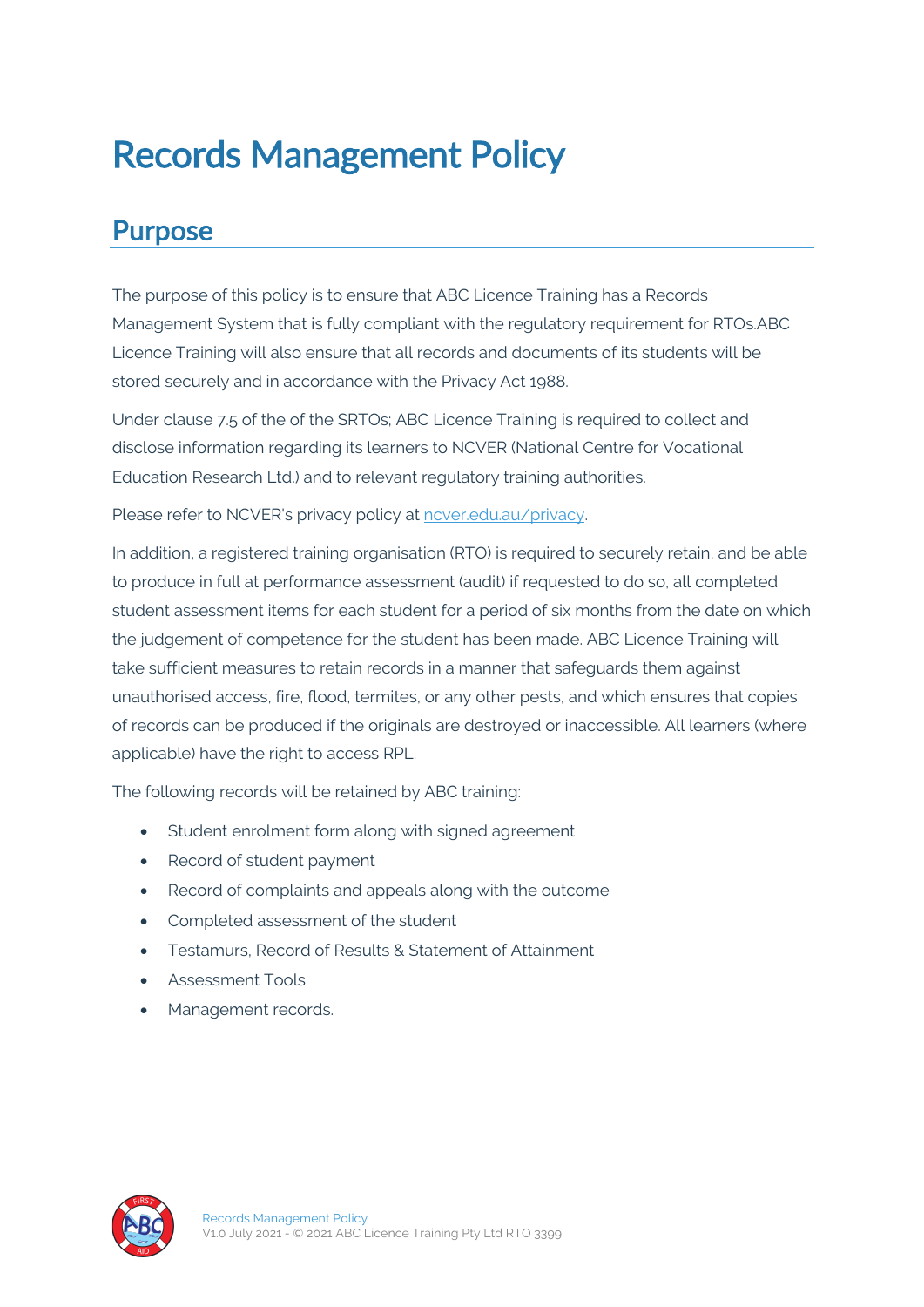# Records Management Policy

## Purpose

The purpose of this policy is to ensure that ABC Licence Training has a Records Management System that is fully compliant with the regulatory requirement for RTOs.ABC Licence Training will also ensure that all records and documents of its students will be stored securely and in accordance with the Privacy Act 1988.

Under clause 7.5 of the of the SRTOs; ABC Licence Training is required to collect and disclose information regarding its learners to NCVER (National Centre for Vocational Education Research Ltd.) and to relevant regulatory training authorities.

Please refer to NCVER's privacy policy at ncver.edu.au/privacy.

In addition, a registered training organisation (RTO) is required to securely retain, and be able to produce in full at performance assessment (audit) if requested to do so, all completed student assessment items for each student for a period of six months from the date on which the judgement of competence for the student has been made. ABC Licence Training will take sufficient measures to retain records in a manner that safeguards them against unauthorised access, fire, flood, termites, or any other pests, and which ensures that copies of records can be produced if the originals are destroyed or inaccessible. All learners (where applicable) have the right to access RPL.

The following records will be retained by ABC training:

- Student enrolment form along with signed agreement
- Record of student payment
- Record of complaints and appeals along with the outcome
- Completed assessment of the student
- Testamurs, Record of Results & Statement of Attainment
- Assessment Tools
- Management records.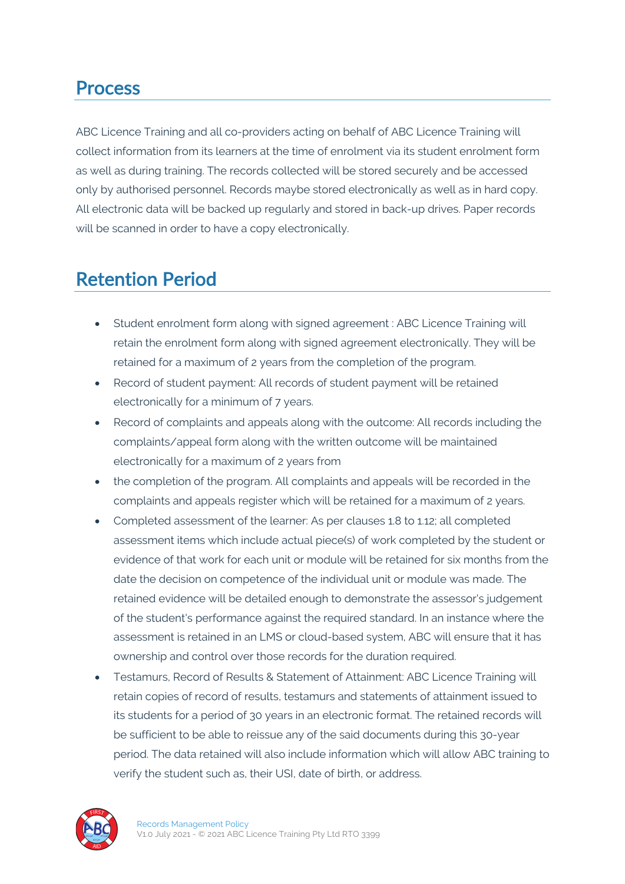## Process

ABC Licence Training and all co-providers acting on behalf of ABC Licence Training will collect information from its learners at the time of enrolment via its student enrolment form as well as during training. The records collected will be stored securely and be accessed only by authorised personnel. Records maybe stored electronically as well as in hard copy. All electronic data will be backed up regularly and stored in back-up drives. Paper records will be scanned in order to have a copy electronically.

## Retention Period

- Student enrolment form along with signed agreement : ABC Licence Training will retain the enrolment form along with signed agreement electronically. They will be retained for a maximum of 2 years from the completion of the program.
- Record of student payment: All records of student payment will be retained electronically for a minimum of 7 years.
- Record of complaints and appeals along with the outcome: All records including the complaints/appeal form along with the written outcome will be maintained electronically for a maximum of 2 years from
- the completion of the program. All complaints and appeals will be recorded in the complaints and appeals register which will be retained for a maximum of 2 years.
- Completed assessment of the learner: As per clauses 1.8 to 1.12; all completed assessment items which include actual piece(s) of work completed by the student or evidence of that work for each unit or module will be retained for six months from the date the decision on competence of the individual unit or module was made. The retained evidence will be detailed enough to demonstrate the assessor's judgement of the student's performance against the required standard. In an instance where the assessment is retained in an LMS or cloud-based system, ABC will ensure that it has ownership and control over those records for the duration required.
- Testamurs, Record of Results & Statement of Attainment: ABC Licence Training will retain copies of record of results, testamurs and statements of attainment issued to its students for a period of 30 years in an electronic format. The retained records will be sufficient to be able to reissue any of the said documents during this 30-year period. The data retained will also include information which will allow ABC training to verify the student such as, their USI, date of birth, or address.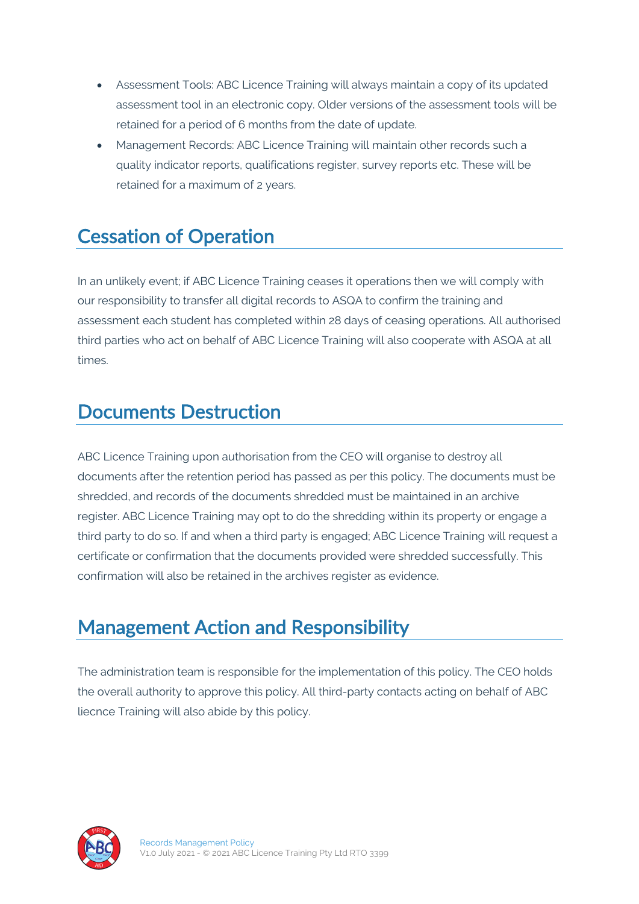- Assessment Tools: ABC Licence Training will always maintain a copy of its updated assessment tool in an electronic copy. Older versions of the assessment tools will be retained for a period of 6 months from the date of update.
- Management Records: ABC Licence Training will maintain other records such a quality indicator reports, qualifications register, survey reports etc. These will be retained for a maximum of 2 years.

## Cessation of Operation

In an unlikely event; if ABC Licence Training ceases it operations then we will comply with our responsibility to transfer all digital records to ASQA to confirm the training and assessment each student has completed within 28 days of ceasing operations. All authorised third parties who act on behalf of ABC Licence Training will also cooperate with ASQA at all times.

## Documents Destruction

ABC Licence Training upon authorisation from the CEO will organise to destroy all documents after the retention period has passed as per this policy. The documents must be shredded, and records of the documents shredded must be maintained in an archive register. ABC Licence Training may opt to do the shredding within its property or engage a third party to do so. If and when a third party is engaged; ABC Licence Training will request a certificate or confirmation that the documents provided were shredded successfully. This confirmation will also be retained in the archives register as evidence.

## Management Action and Responsibility

The administration team is responsible for the implementation of this policy. The CEO holds the overall authority to approve this policy. All third-party contacts acting on behalf of ABC liecnce Training will also abide by this policy.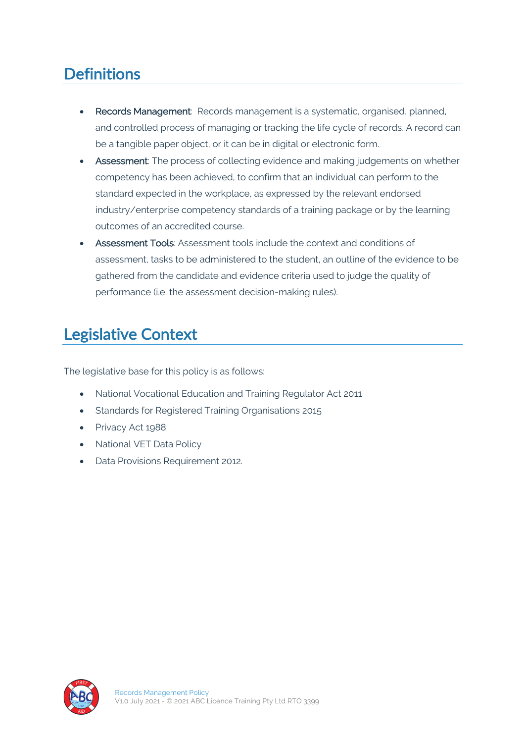## Definitions

- **Records Management**: Records management is a systematic, organised, planned, and controlled process of managing or tracking the life cycle of records. A record can be a tangible paper object, or it can be in digital or electronic form.
- **Assessment**: The process of collecting evidence and making judgements on whether competency has been achieved, to confirm that an individual can perform to the standard expected in the workplace, as expressed by the relevant endorsed industry/enterprise competency standards of a training package or by the learning outcomes of an accredited course.
- **Assessment Tools**: Assessment tools include the context and conditions of assessment, tasks to be administered to the student, an outline of the evidence to be gathered from the candidate and evidence criteria used to judge the quality of performance (i.e. the assessment decision-making rules).

## Legislative Context

The legislative base for this policy is as follows:

- National Vocational Education and Training Regulator Act 2011
- Standards for Registered Training Organisations 2015
- Privacy Act 1988
- National VET Data Policy
- Data Provisions Requirement 2012.